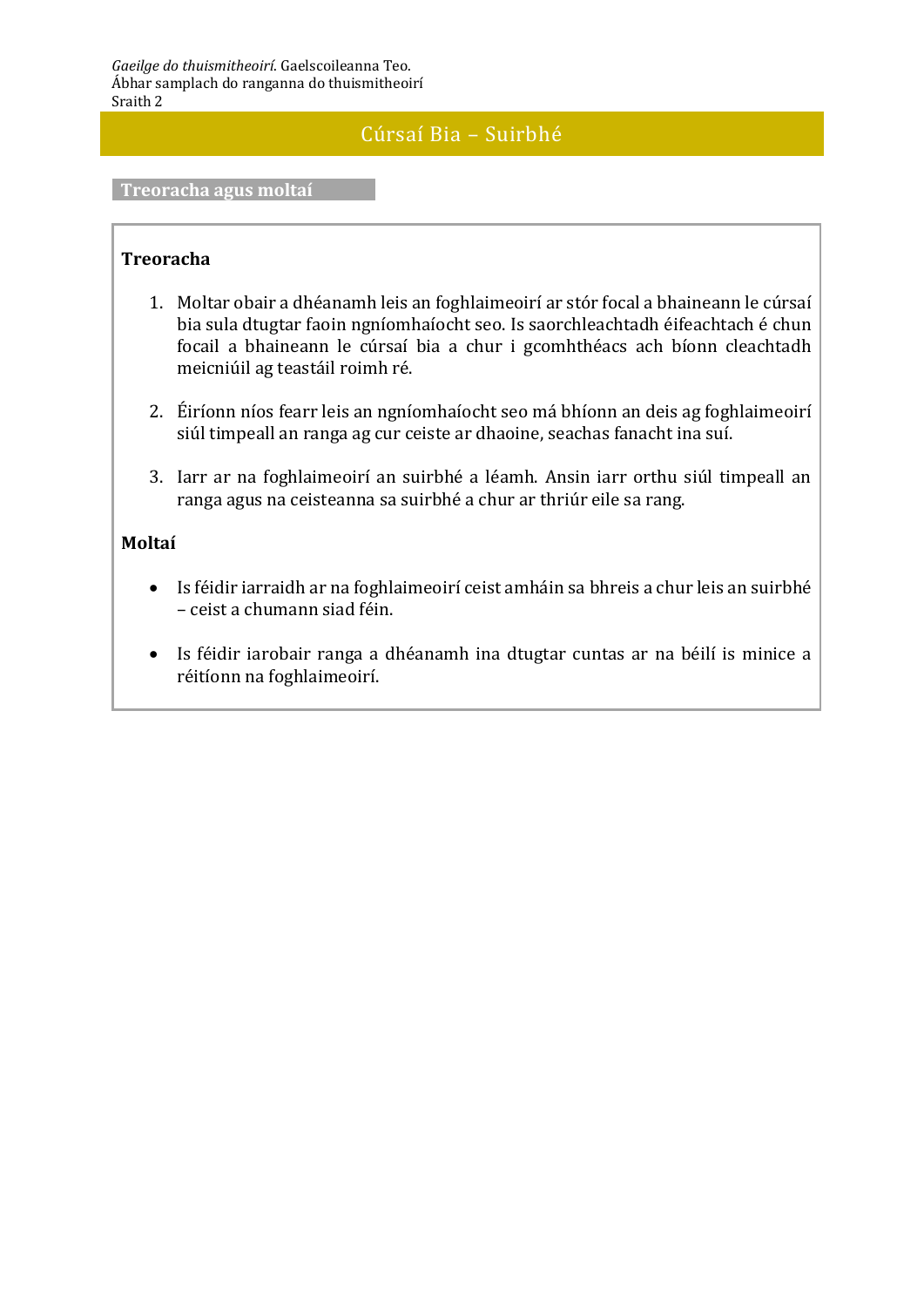*Gaeilge do thuismitheoirí*. Gaelscoileanna Teo.
Ábhar samplach do ranganna do thuismitheoirí
Sraith 2

# Cúrsaí Bia – Suirbhé

## Treoracha agus moltaí

**Treoracha**

1. Moltar obair a dhéanamh leis an foghlaimeoirí ar stór focal a bhaineann le cúrsaí bia sula dtugtar faoin ngníomhaíocht seo. Is saorchleachtadh éifeachtach é chun focail a bhaineann le cúrsaí bia a chur i gcomhthéacs ach bíonn cleachtadh meicniúil ag teastáil roimh ré.

2. Éiríonn níos fearr leis an ngníomhaíocht seo má bhíonn an deis ag foghlaimeoirí siúl timpeall an ranga ag cur ceiste ar dhaoine, seachas fanacht ina suí.

3. Iarr ar na foghlaimeoirí an suirbhé a léamh. Ansin iarr orthu siúl timpeall an ranga agus na ceisteanna sa suirbhé a chur ar thriúr eile sa rang.

**Moltaí**

- Is féidir iarraidh ar na foghlaimeoirí ceist amháin sa bhreis a chur leis an suirbhé – ceist a chumann siad féin.

- Is féidir iarobair ranga a dhéanamh ina dtugtar cuntas ar na béilí is minice a réitíonn na foghlaimeoirí.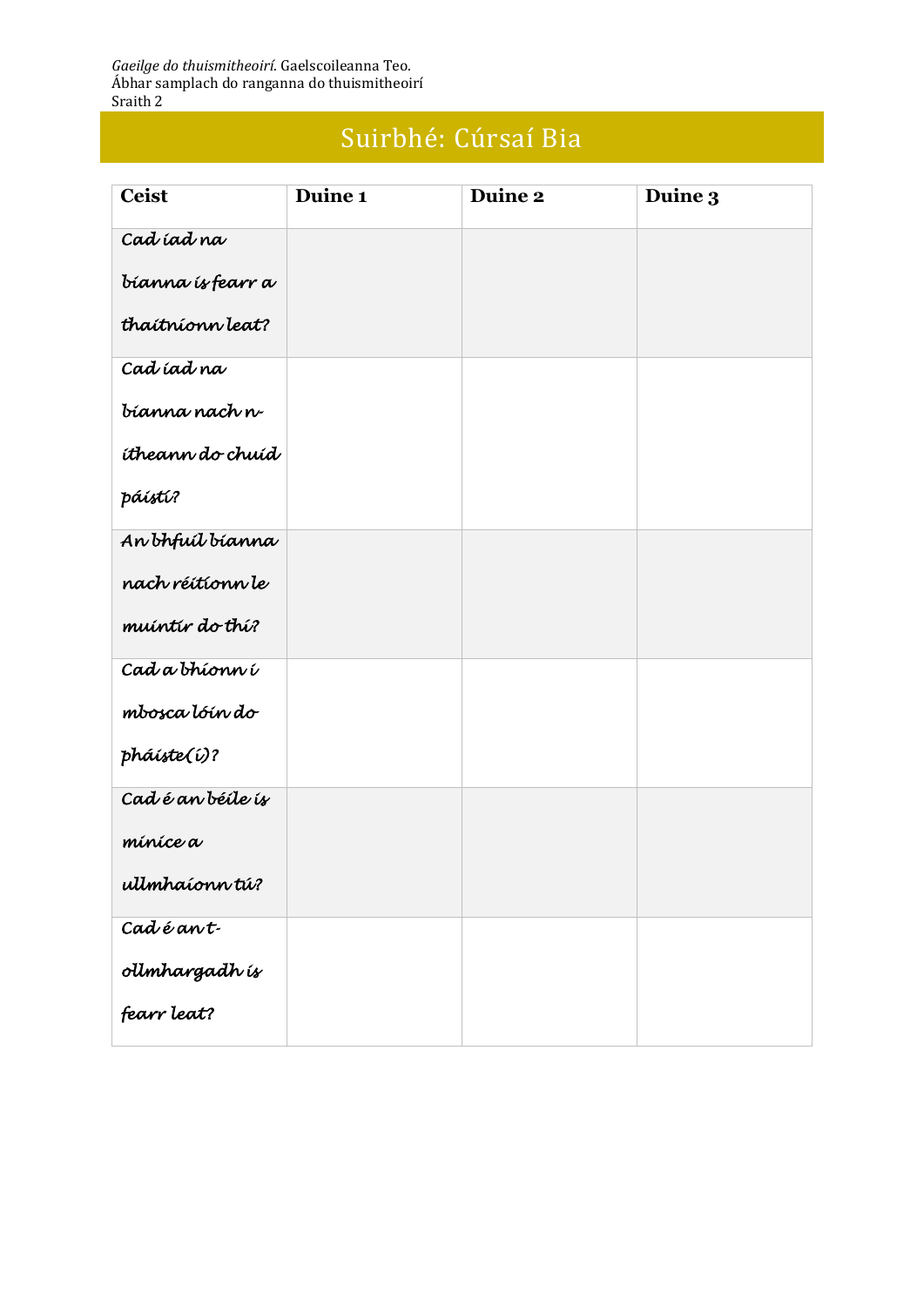*Gaeilge do thuismitheoirí*. Gaelscoileanna Teo.
Ábhar samplach do ranganna do thuismitheoirí
Sraith 2

# Suirbhé: Cúrsaí Bia

| **Ceist** | **Duine 1** | **Duine 2** | **Duine 3** |
|---|---|---|---|
| *Cad iad na bianna is fearr a thaitníonn leat?* | | | |
| *Cad iad na bianna nach n-itheann do chuid páistí?* | | | |
| *An bhfuil bianna nach réitíonn le muintir do thí?* | | | |
| *Cad a bhíonn i mbosca lóin do pháiste(í)?* | | | |
| *Cad é an béile is minice a ullmhaíonn tú?* | | | |
| *Cad é an t-ollmhargadh is fearr leat?* | | | |